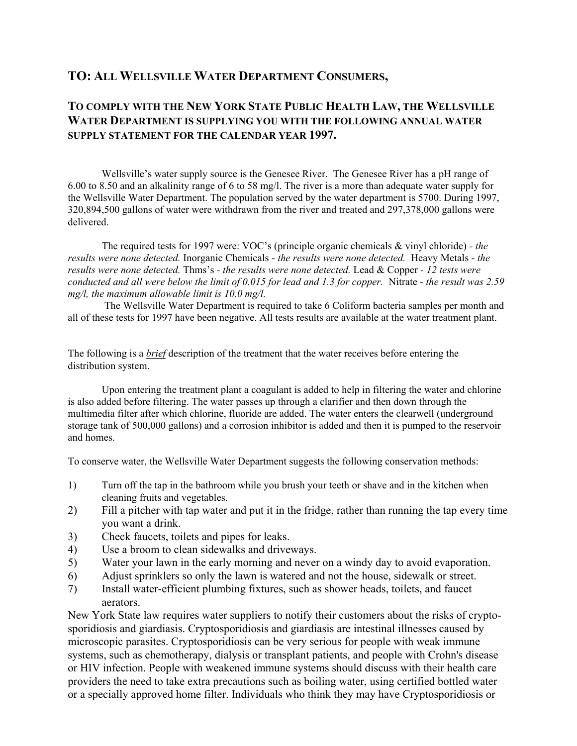## TO: ALL WELLSVILLE WATER DEPARTMENT CONSUMERS,

## TO COMPLY WITH THE NEW YORK STATE PUBLIC HEALTH LAW, THE WELLSVILLE WATER DEPARTMENT IS SUPPLYING YOU WITH THE FOLLOWING ANNUAL WATER SUPPLY STATEMENT FOR THE CALENDAR YEAR 1997.

Wellsville's water supply source is the Genesee River. The Genesee River has a pH range of 6.00 to 8.50 and an alkalinity range of 6 to 58 mg/l. The river is a more than adequate water supply for the Wellsville Water Department. The population served by the water department is 5700. During 1997, 320,894,500 gallons of water were withdrawn from the river and treated and 297,378,000 gallons were delivered.

The required tests for 1997 were: VOC's (principle organic chemicals & vinyl chloride) - *the results were none detected.* Inorganic Chemicals - *the results were none detected.* Heavy Metals - *the results were none detected.* Thms's - *the results were none detected.* Lead & Copper - *12 tests were conducted and all were below the limit of 0.015 for lead and 1.3 for copper.* Nitrate - *the result was 2.59 mg/l, the maximum allowable limit is 10.0 mg/l.*

The Wellsville Water Department is required to take 6 Coliform bacteria samples per month and all of these tests for 1997 have been negative. All tests results are available at the water treatment plant.

The following is a ***brief*** description of the treatment that the water receives before entering the distribution system.

Upon entering the treatment plant a coagulant is added to help in filtering the water and chlorine is also added before filtering. The water passes up through a clarifier and then down through the multimedia filter after which chlorine, fluoride are added. The water enters the clearwell (underground storage tank of 500,000 gallons) and a corrosion inhibitor is added and then it is pumped to the reservoir and homes.

To conserve water, the Wellsville Water Department suggests the following conservation methods:

1) Turn off the tap in the bathroom while you brush your teeth or shave and in the kitchen when cleaning fruits and vegetables.
2) Fill a pitcher with tap water and put it in the fridge, rather than running the tap every time you want a drink.
3) Check faucets, toilets and pipes for leaks.
4) Use a broom to clean sidewalks and driveways.
5) Water your lawn in the early morning and never on a windy day to avoid evaporation.
6) Adjust sprinklers so only the lawn is watered and not the house, sidewalk or street.
7) Install water-efficient plumbing fixtures, such as shower heads, toilets, and faucet aerators.

New York State law requires water suppliers to notify their customers about the risks of cryptosporidiosis and giardiasis. Cryptosporidiosis and giardiasis are intestinal illnesses caused by microscopic parasites. Cryptosporidiosis can be very serious for people with weak immune systems, such as chemotherapy, dialysis or transplant patients, and people with Crohn's disease or HIV infection. People with weakened immune systems should discuss with their health care providers the need to take extra precautions such as boiling water, using certified bottled water or a specially approved home filter. Individuals who think they may have Cryptosporidiosis or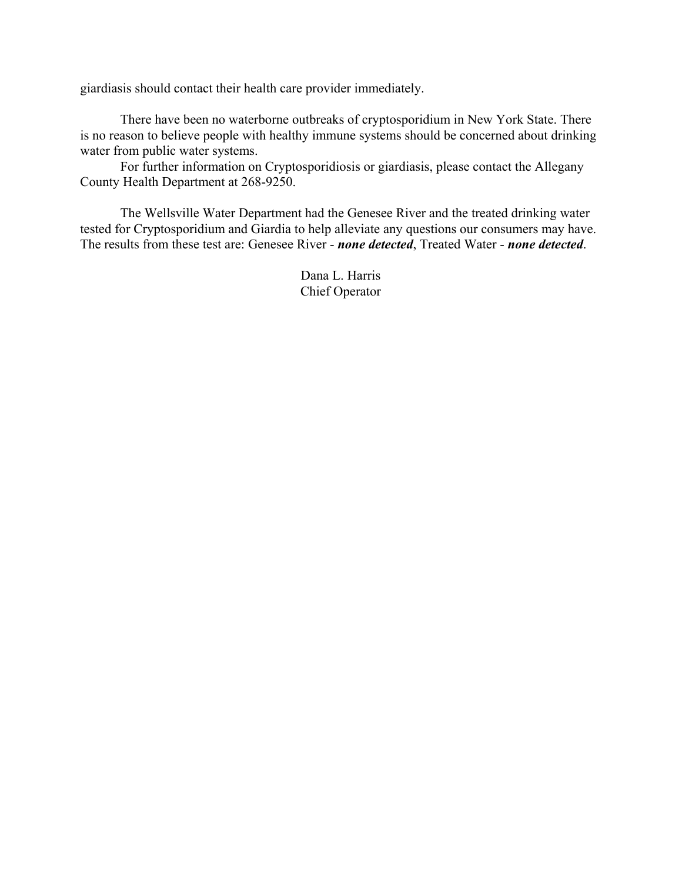giardiasis should contact their health care provider immediately.

There have been no waterborne outbreaks of cryptosporidium in New York State. There is no reason to believe people with healthy immune systems should be concerned about drinking water from public water systems.

For further information on Cryptosporidiosis or giardiasis, please contact the Allegany County Health Department at 268-9250.

The Wellsville Water Department had the Genesee River and the treated drinking water tested for Cryptosporidium and Giardia to help alleviate any questions our consumers may have. The results from these test are: Genesee River - ***none detected***, Treated Water - ***none detected***.

Dana L. Harris
Chief Operator